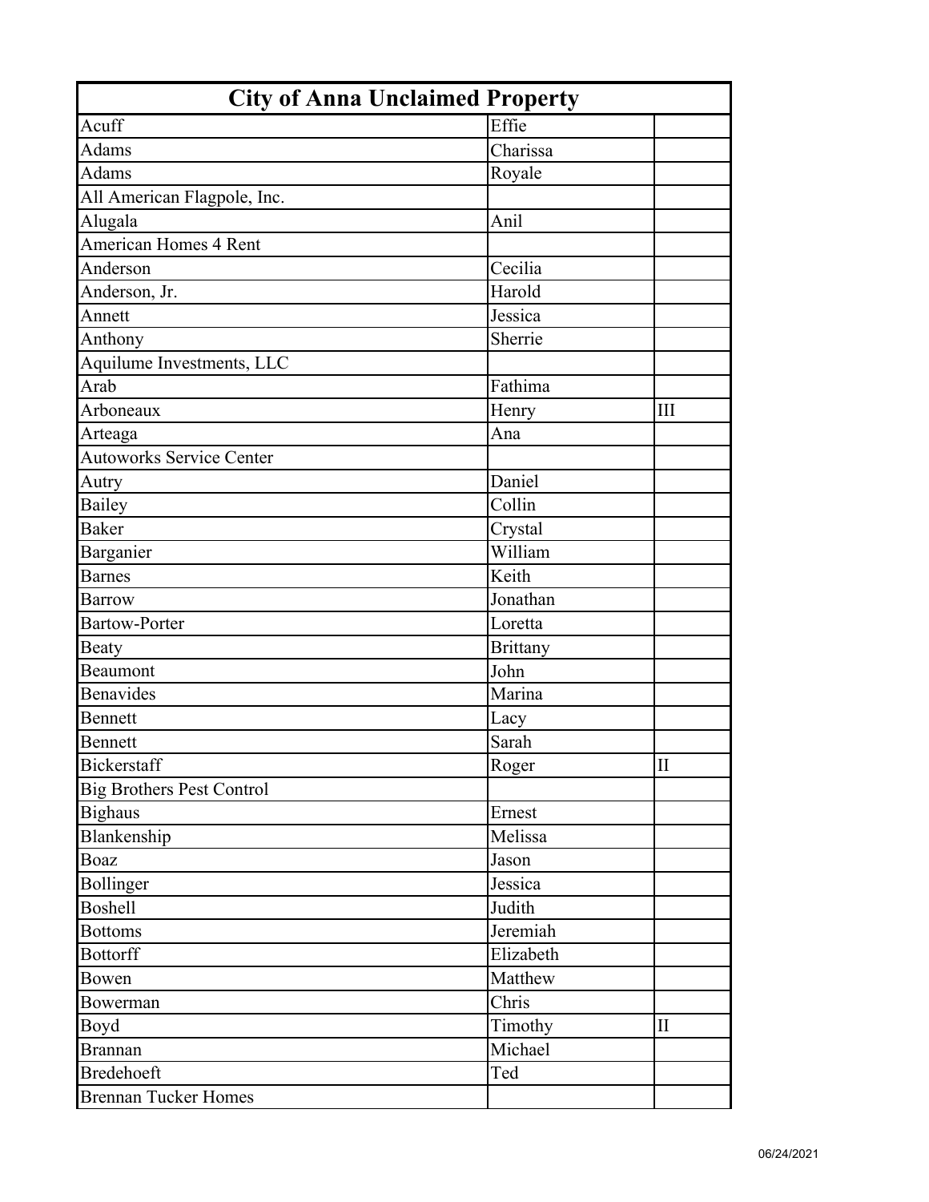| City of Anna Unclaimed Property | | |
|---|---|---|
| Acuff | Effie | |
| Adams | Charissa | |
| Adams | Royale | |
| All American Flagpole, Inc. | | |
| Alugala | Anil | |
| American Homes 4 Rent | | |
| Anderson | Cecilia | |
| Anderson, Jr. | Harold | |
| Annett | Jessica | |
| Anthony | Sherrie | |
| Aquilume Investments, LLC | | |
| Arab | Fathima | |
| Arboneaux | Henry | III |
| Arteaga | Ana | |
| Autoworks Service Center | | |
| Autry | Daniel | |
| Bailey | Collin | |
| Baker | Crystal | |
| Barganier | William | |
| Barnes | Keith | |
| Barrow | Jonathan | |
| Bartow-Porter | Loretta | |
| Beaty | Brittany | |
| Beaumont | John | |
| Benavides | Marina | |
| Bennett | Lacy | |
| Bennett | Sarah | |
| Bickerstaff | Roger | II |
| Big Brothers Pest Control | | |
| Bighaus | Ernest | |
| Blankenship | Melissa | |
| Boaz | Jason | |
| Bollinger | Jessica | |
| Boshell | Judith | |
| Bottoms | Jeremiah | |
| Bottorff | Elizabeth | |
| Bowen | Matthew | |
| Bowerman | Chris | |
| Boyd | Timothy | II |
| Brannan | Michael | |
| Bredehoeft | Ted | |
| Brennan Tucker Homes | | |

06/24/2021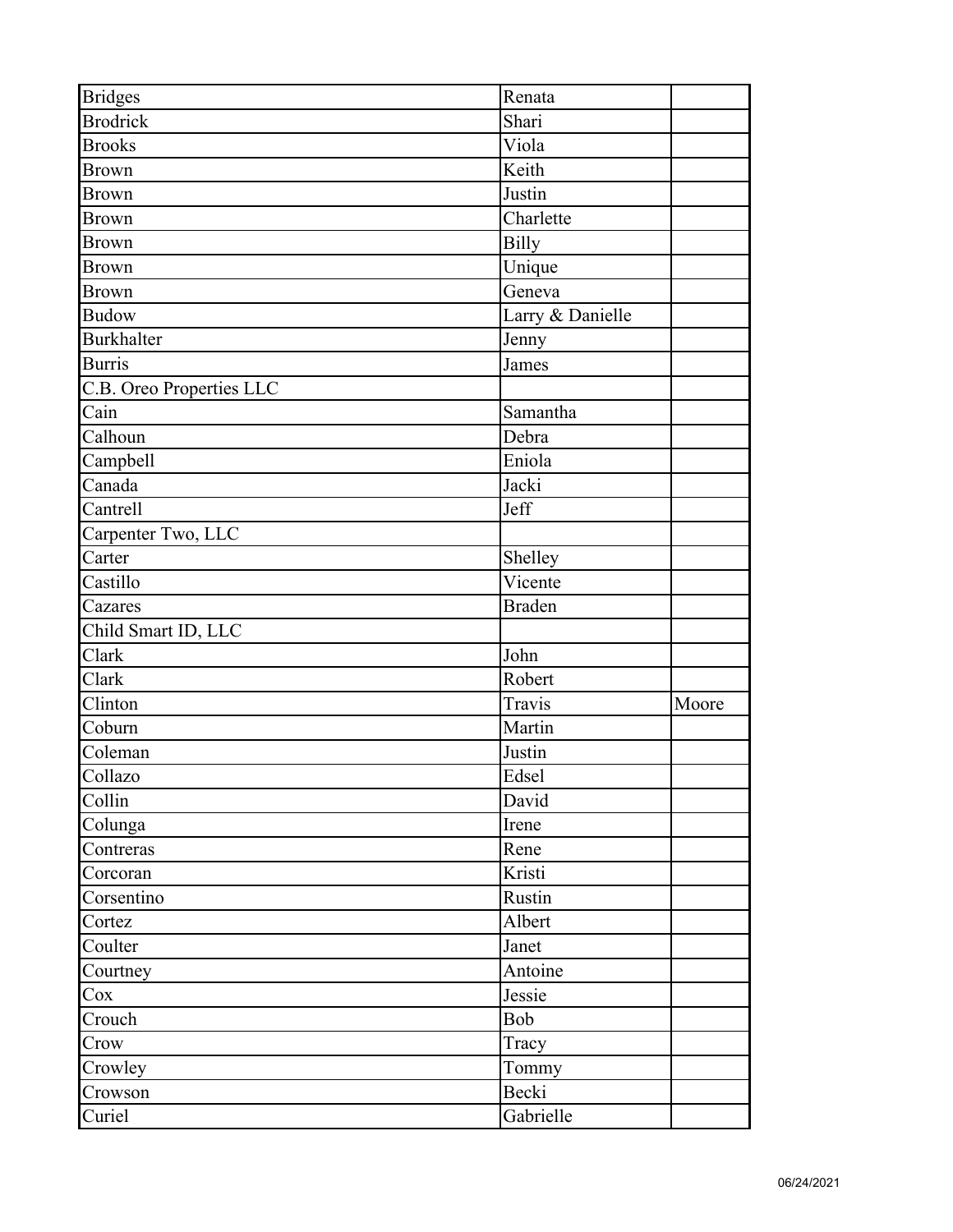| | | |
|---|---|---|
| Bridges | Renata | |
| Brodrick | Shari | |
| Brooks | Viola | |
| Brown | Keith | |
| Brown | Justin | |
| Brown | Charlette | |
| Brown | Billy | |
| Brown | Unique | |
| Brown | Geneva | |
| Budow | Larry & Danielle | |
| Burkhalter | Jenny | |
| Burris | James | |
| C.B. Oreo Properties LLC | | |
| Cain | Samantha | |
| Calhoun | Debra | |
| Campbell | Eniola | |
| Canada | Jacki | |
| Cantrell | Jeff | |
| Carpenter Two, LLC | | |
| Carter | Shelley | |
| Castillo | Vicente | |
| Cazares | Braden | |
| Child Smart ID, LLC | | |
| Clark | John | |
| Clark | Robert | |
| Clinton | Travis | Moore |
| Coburn | Martin | |
| Coleman | Justin | |
| Collazo | Edsel | |
| Collin | David | |
| Colunga | Irene | |
| Contreras | Rene | |
| Corcoran | Kristi | |
| Corsentino | Rustin | |
| Cortez | Albert | |
| Coulter | Janet | |
| Courtney | Antoine | |
| Cox | Jessie | |
| Crouch | Bob | |
| Crow | Tracy | |
| Crowley | Tommy | |
| Crowson | Becki | |
| Curiel | Gabrielle | |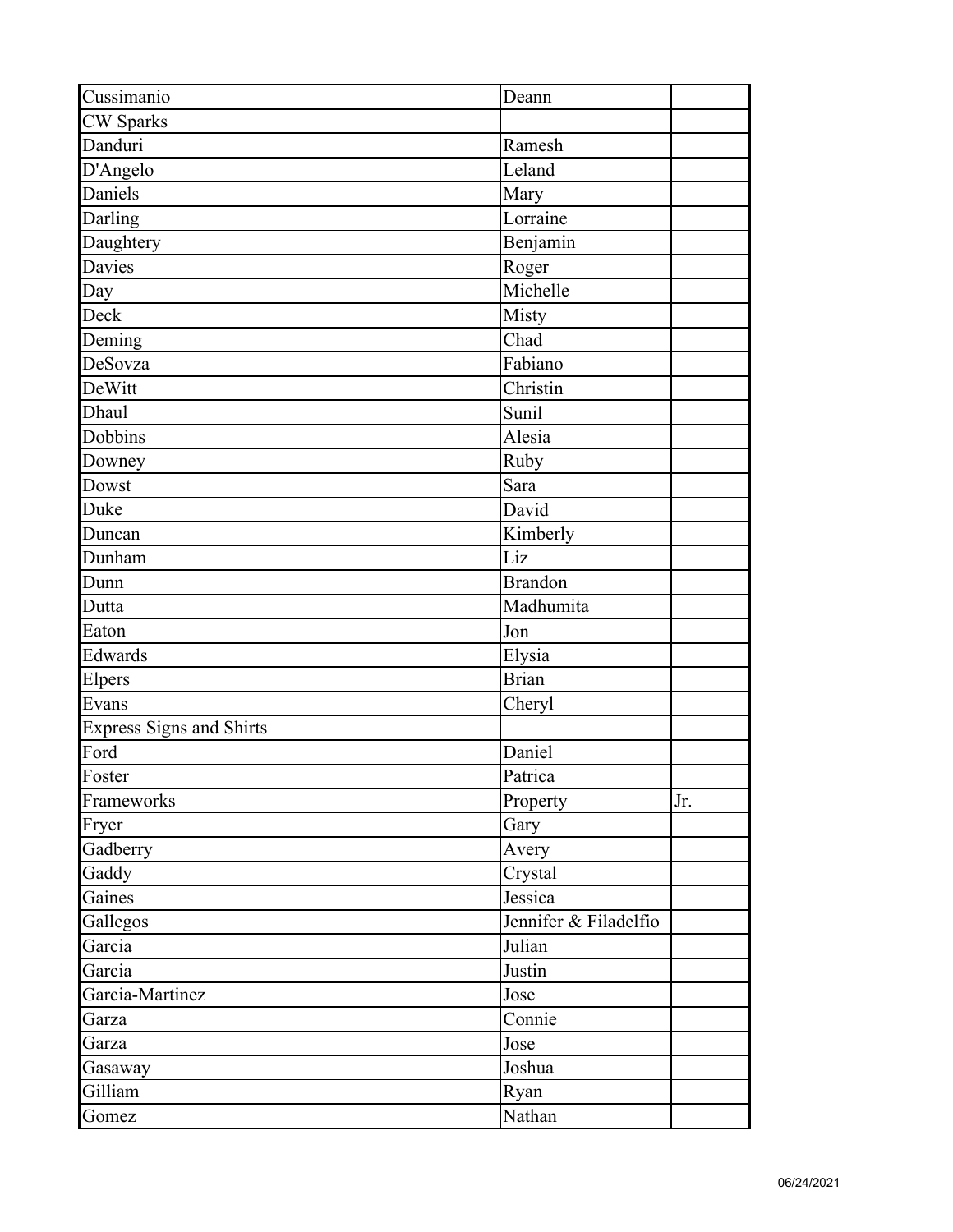| | | |
|---|---|---|
| Cussimanio | Deann | |
| CW Sparks | | |
| Danduri | Ramesh | |
| D'Angelo | Leland | |
| Daniels | Mary | |
| Darling | Lorraine | |
| Daughtery | Benjamin | |
| Davies | Roger | |
| Day | Michelle | |
| Deck | Misty | |
| Deming | Chad | |
| DeSovza | Fabiano | |
| DeWitt | Christin | |
| Dhaul | Sunil | |
| Dobbins | Alesia | |
| Downey | Ruby | |
| Dowst | Sara | |
| Duke | David | |
| Duncan | Kimberly | |
| Dunham | Liz | |
| Dunn | Brandon | |
| Dutta | Madhumita | |
| Eaton | Jon | |
| Edwards | Elysia | |
| Elpers | Brian | |
| Evans | Cheryl | |
| Express Signs and Shirts | | |
| Ford | Daniel | |
| Foster | Patrica | |
| Frameworks | Property | Jr. |
| Fryer | Gary | |
| Gadberry | Avery | |
| Gaddy | Crystal | |
| Gaines | Jessica | |
| Gallegos | Jennifer & Filadelfio | |
| Garcia | Julian | |
| Garcia | Justin | |
| Garcia-Martinez | Jose | |
| Garza | Connie | |
| Garza | Jose | |
| Gasaway | Joshua | |
| Gilliam | Ryan | |
| Gomez | Nathan | |

06/24/2021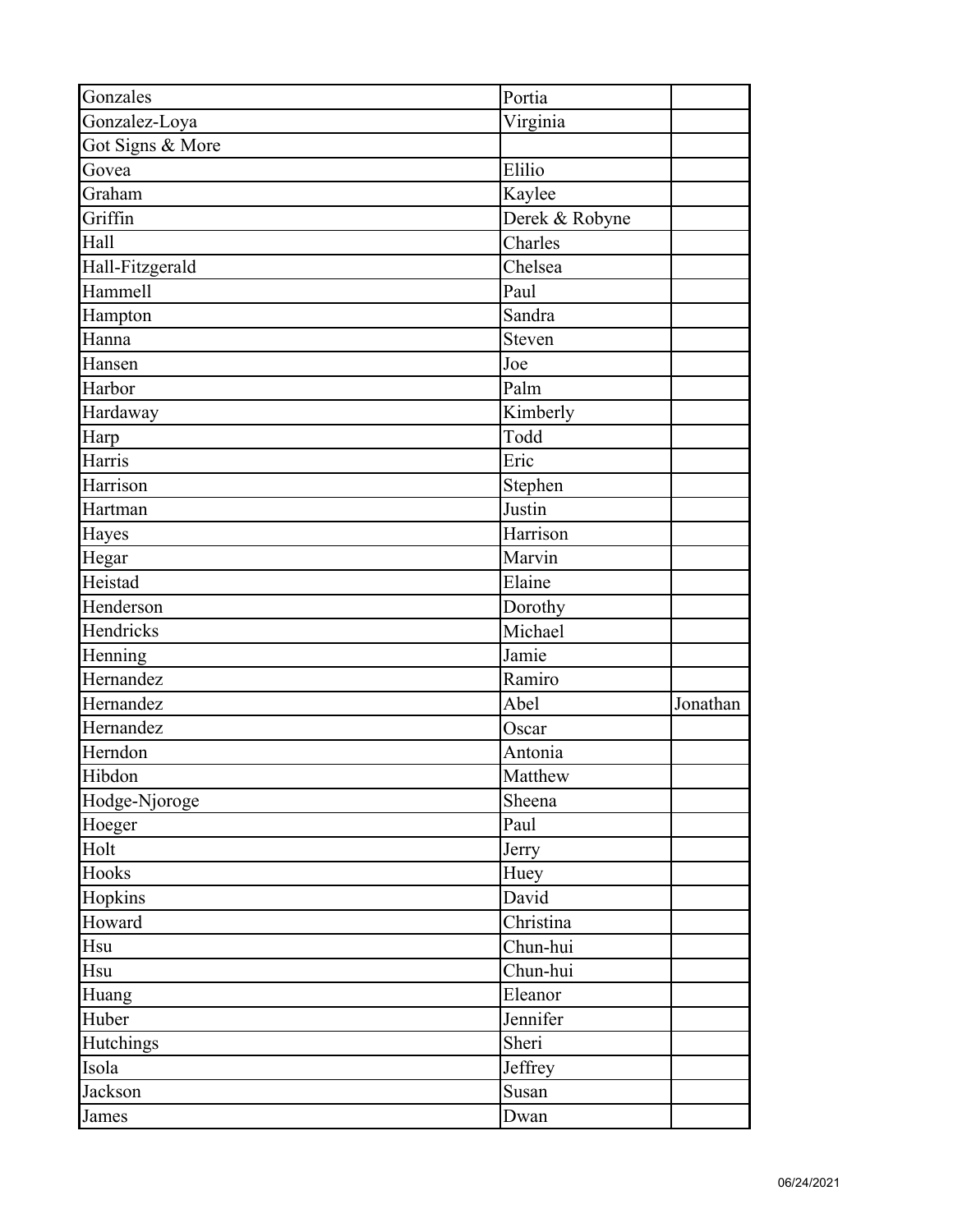| | | |
|---|---|---|
| Gonzales | Portia | |
| Gonzalez-Loya | Virginia | |
| Got Signs & More | | |
| Govea | Elilio | |
| Graham | Kaylee | |
| Griffin | Derek & Robyne | |
| Hall | Charles | |
| Hall-Fitzgerald | Chelsea | |
| Hammell | Paul | |
| Hampton | Sandra | |
| Hanna | Steven | |
| Hansen | Joe | |
| Harbor | Palm | |
| Hardaway | Kimberly | |
| Harp | Todd | |
| Harris | Eric | |
| Harrison | Stephen | |
| Hartman | Justin | |
| Hayes | Harrison | |
| Hegar | Marvin | |
| Heistad | Elaine | |
| Henderson | Dorothy | |
| Hendricks | Michael | |
| Henning | Jamie | |
| Hernandez | Ramiro | |
| Hernandez | Abel | Jonathan |
| Hernandez | Oscar | |
| Herndon | Antonia | |
| Hibdon | Matthew | |
| Hodge-Njoroge | Sheena | |
| Hoeger | Paul | |
| Holt | Jerry | |
| Hooks | Huey | |
| Hopkins | David | |
| Howard | Christina | |
| Hsu | Chun-hui | |
| Hsu | Chun-hui | |
| Huang | Eleanor | |
| Huber | Jennifer | |
| Hutchings | Sheri | |
| Isola | Jeffrey | |
| Jackson | Susan | |
| James | Dwan | |

06/24/2021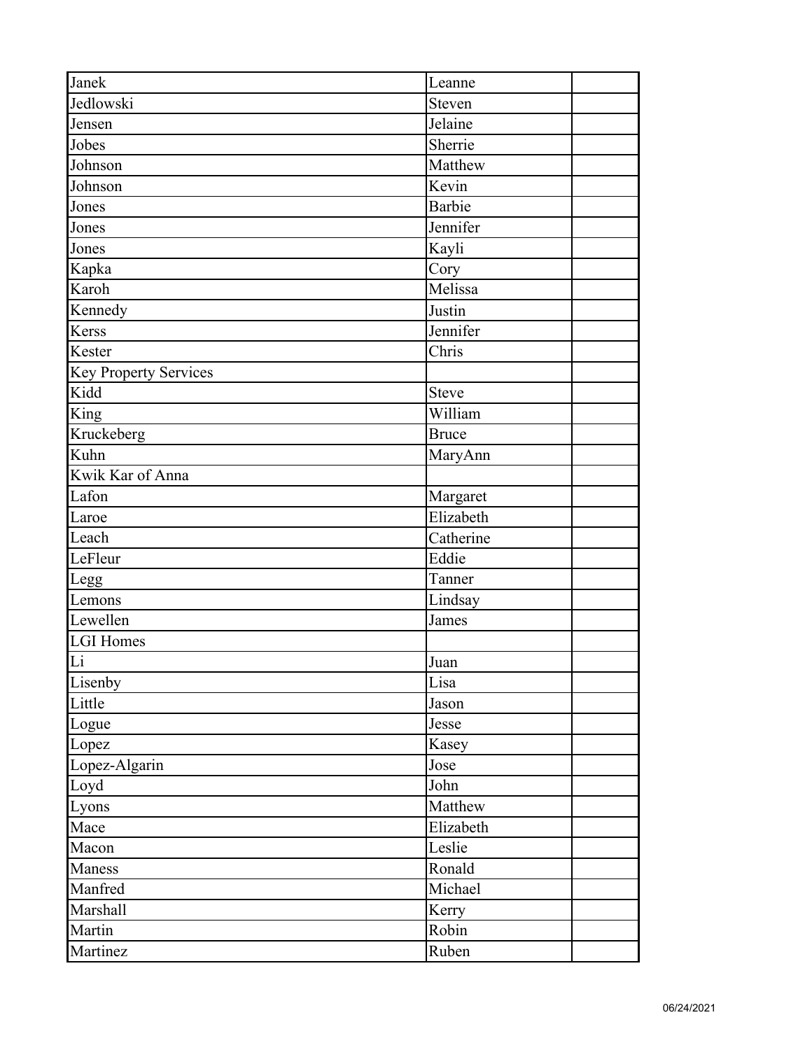| | | |
|---|---|---|
| Janek | Leanne | |
| Jedlowski | Steven | |
| Jensen | Jelaine | |
| Jobes | Sherrie | |
| Johnson | Matthew | |
| Johnson | Kevin | |
| Jones | Barbie | |
| Jones | Jennifer | |
| Jones | Kayli | |
| Kapka | Cory | |
| Karoh | Melissa | |
| Kennedy | Justin | |
| Kerss | Jennifer | |
| Kester | Chris | |
| Key Property Services | | |
| Kidd | Steve | |
| King | William | |
| Kruckeberg | Bruce | |
| Kuhn | MaryAnn | |
| Kwik Kar of Anna | | |
| Lafon | Margaret | |
| Laroe | Elizabeth | |
| Leach | Catherine | |
| LeFleur | Eddie | |
| Legg | Tanner | |
| Lemons | Lindsay | |
| Lewellen | James | |
| LGI Homes | | |
| Li | Juan | |
| Lisenby | Lisa | |
| Little | Jason | |
| Logue | Jesse | |
| Lopez | Kasey | |
| Lopez-Algarin | Jose | |
| Loyd | John | |
| Lyons | Matthew | |
| Mace | Elizabeth | |
| Macon | Leslie | |
| Maness | Ronald | |
| Manfred | Michael | |
| Marshall | Kerry | |
| Martin | Robin | |
| Martinez | Ruben | |

06/24/2021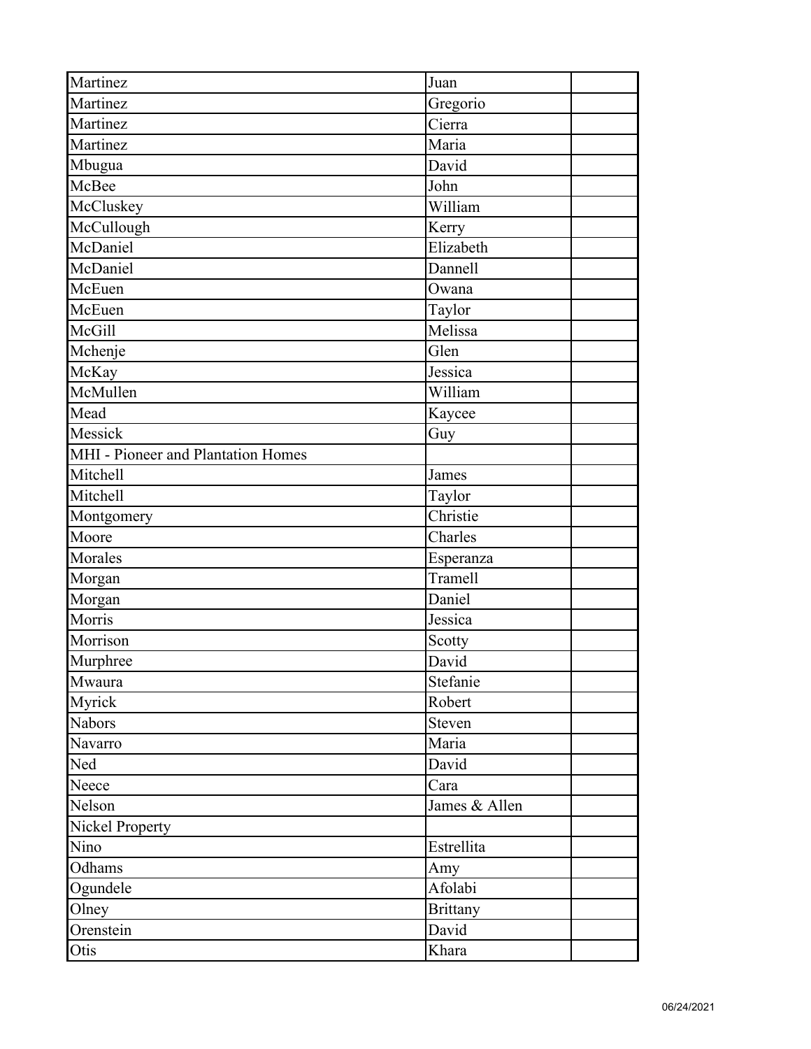| | | |
|---|---|---|
| Martinez | Juan | |
| Martinez | Gregorio | |
| Martinez | Cierra | |
| Martinez | Maria | |
| Mbugua | David | |
| McBee | John | |
| McCluskey | William | |
| McCullough | Kerry | |
| McDaniel | Elizabeth | |
| McDaniel | Dannell | |
| McEuen | Owana | |
| McEuen | Taylor | |
| McGill | Melissa | |
| Mchenje | Glen | |
| McKay | Jessica | |
| McMullen | William | |
| Mead | Kaycee | |
| Messick | Guy | |
| MHI - Pioneer and Plantation Homes | | |
| Mitchell | James | |
| Mitchell | Taylor | |
| Montgomery | Christie | |
| Moore | Charles | |
| Morales | Esperanza | |
| Morgan | Tramell | |
| Morgan | Daniel | |
| Morris | Jessica | |
| Morrison | Scotty | |
| Murphree | David | |
| Mwaura | Stefanie | |
| Myrick | Robert | |
| Nabors | Steven | |
| Navarro | Maria | |
| Ned | David | |
| Neece | Cara | |
| Nelson | James & Allen | |
| Nickel Property | | |
| Nino | Estrellita | |
| Odhams | Amy | |
| Ogundele | Afolabi | |
| Olney | Brittany | |
| Orenstein | David | |
| Otis | Khara | |

06/24/2021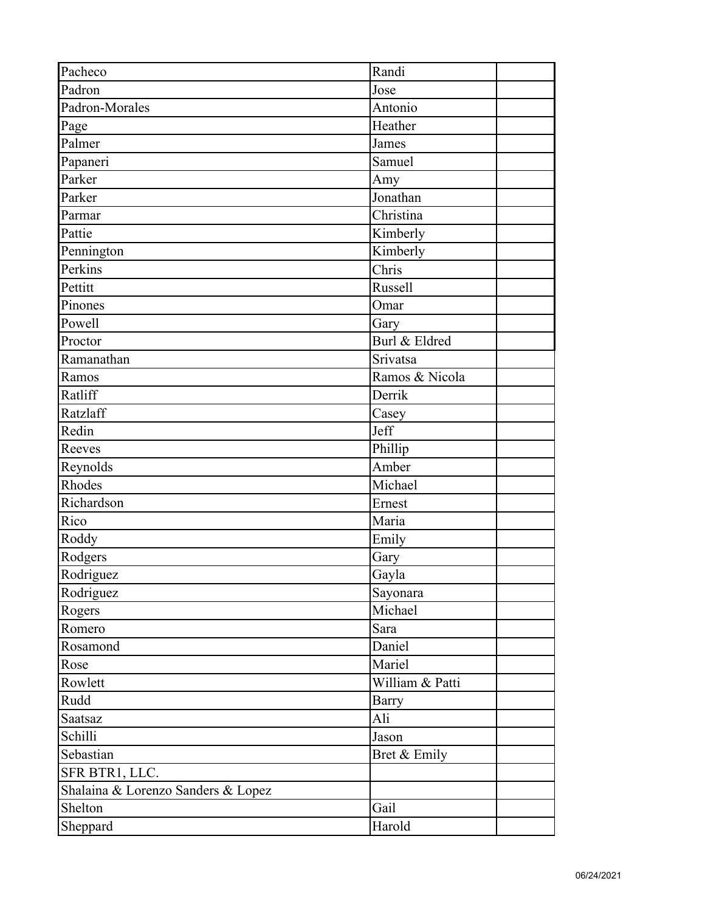| | | |
|---|---|---|
| Pacheco | Randi | |
| Padron | Jose | |
| Padron-Morales | Antonio | |
| Page | Heather | |
| Palmer | James | |
| Papaneri | Samuel | |
| Parker | Amy | |
| Parker | Jonathan | |
| Parmar | Christina | |
| Pattie | Kimberly | |
| Pennington | Kimberly | |
| Perkins | Chris | |
| Pettitt | Russell | |
| Pinones | Omar | |
| Powell | Gary | |
| Proctor | Burl & Eldred | |
| Ramanathan | Srivatsa | |
| Ramos | Ramos & Nicola | |
| Ratliff | Derrik | |
| Ratzlaff | Casey | |
| Redin | Jeff | |
| Reeves | Phillip | |
| Reynolds | Amber | |
| Rhodes | Michael | |
| Richardson | Ernest | |
| Rico | Maria | |
| Roddy | Emily | |
| Rodgers | Gary | |
| Rodriguez | Gayla | |
| Rodriguez | Sayonara | |
| Rogers | Michael | |
| Romero | Sara | |
| Rosamond | Daniel | |
| Rose | Mariel | |
| Rowlett | William & Patti | |
| Rudd | Barry | |
| Saatsaz | Ali | |
| Schilli | Jason | |
| Sebastian | Bret & Emily | |
| SFR BTR1, LLC. | | |
| Shalaina & Lorenzo Sanders & Lopez | | |
| Shelton | Gail | |
| Sheppard | Harold | |

06/24/2021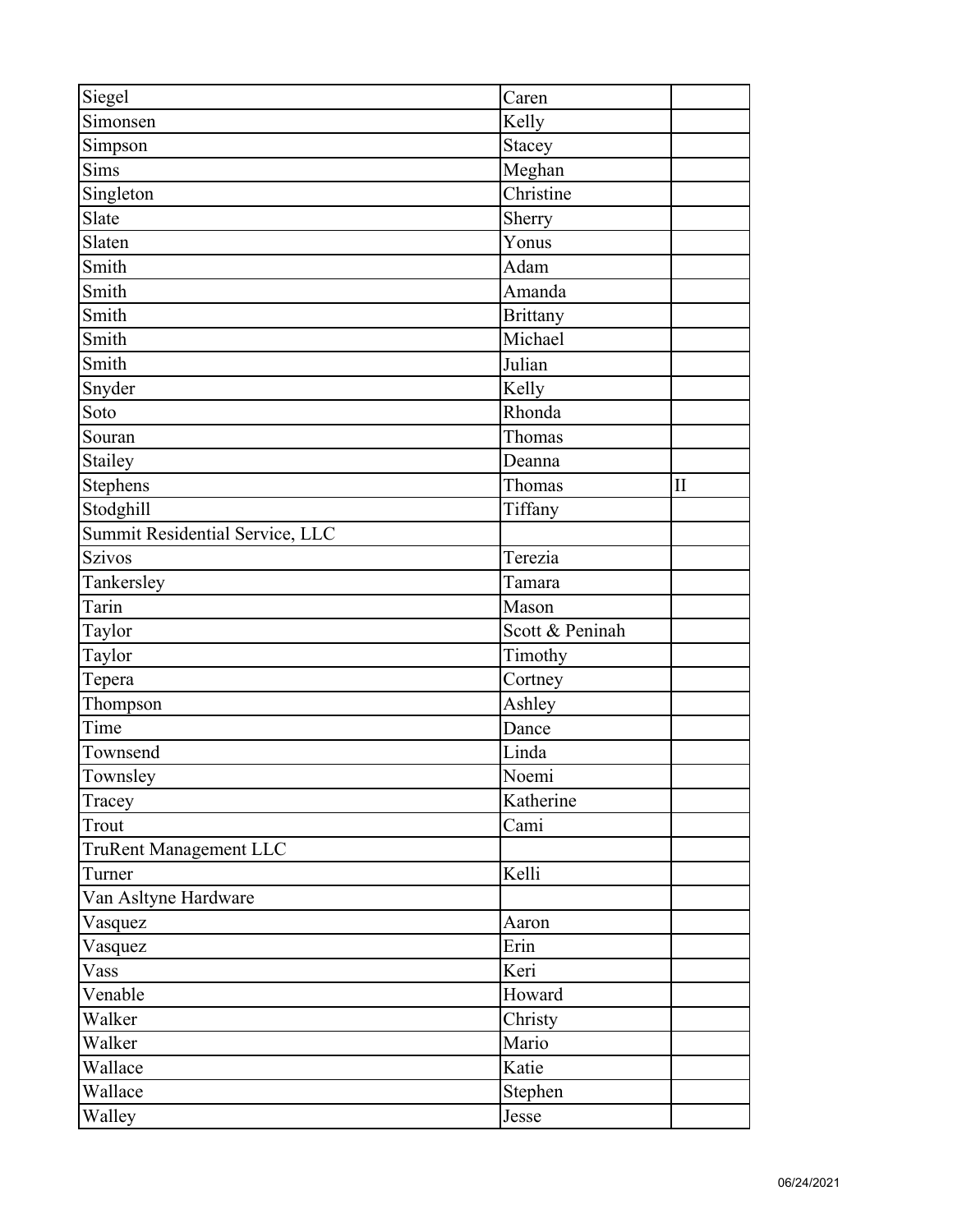| | | |
|---|---|---|
| Siegel | Caren | |
| Simonsen | Kelly | |
| Simpson | Stacey | |
| Sims | Meghan | |
| Singleton | Christine | |
| Slate | Sherry | |
| Slaten | Yonus | |
| Smith | Adam | |
| Smith | Amanda | |
| Smith | Brittany | |
| Smith | Michael | |
| Smith | Julian | |
| Snyder | Kelly | |
| Soto | Rhonda | |
| Souran | Thomas | |
| Stailey | Deanna | |
| Stephens | Thomas | II |
| Stodghill | Tiffany | |
| Summit Residential Service, LLC | | |
| Szivos | Terezia | |
| Tankersley | Tamara | |
| Tarin | Mason | |
| Taylor | Scott & Peninah | |
| Taylor | Timothy | |
| Tepera | Cortney | |
| Thompson | Ashley | |
| Time | Dance | |
| Townsend | Linda | |
| Townsley | Noemi | |
| Tracey | Katherine | |
| Trout | Cami | |
| TruRent Management LLC | | |
| Turner | Kelli | |
| Van Asltyne Hardware | | |
| Vasquez | Aaron | |
| Vasquez | Erin | |
| Vass | Keri | |
| Venable | Howard | |
| Walker | Christy | |
| Walker | Mario | |
| Wallace | Katie | |
| Wallace | Stephen | |
| Walley | Jesse | |

06/24/2021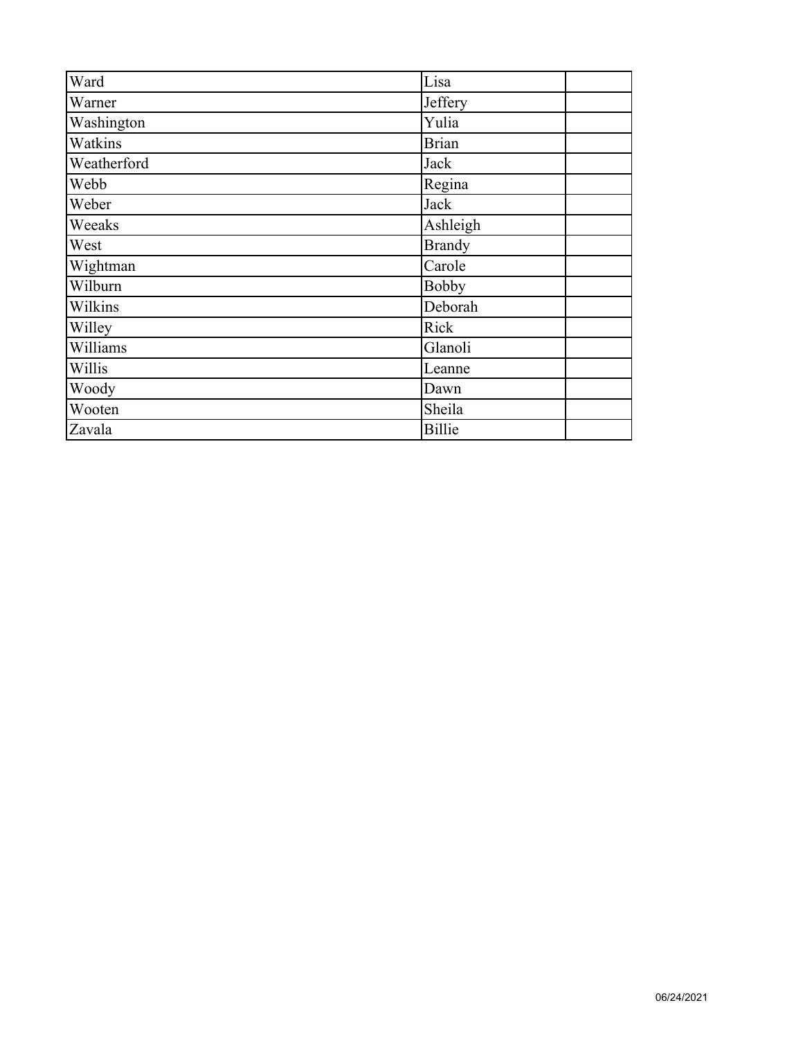| | | |
|---|---|---|
| Ward | Lisa | |
| Warner | Jeffery | |
| Washington | Yulia | |
| Watkins | Brian | |
| Weatherford | Jack | |
| Webb | Regina | |
| Weber | Jack | |
| Weeaks | Ashleigh | |
| West | Brandy | |
| Wightman | Carole | |
| Wilburn | Bobby | |
| Wilkins | Deborah | |
| Willey | Rick | |
| Williams | Glanoli | |
| Willis | Leanne | |
| Woody | Dawn | |
| Wooten | Sheila | |
| Zavala | Billie | |

06/24/2021